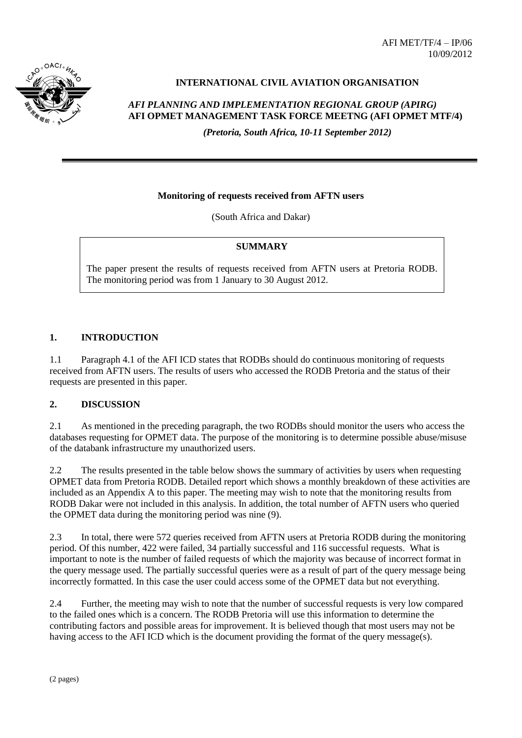AFI MET/TF/4 – IP/06
10/09/2012

**INTERNATIONAL CIVIL AVIATION ORGANISATION**

***AFI PLANNING AND IMPLEMENTATION REGIONAL GROUP (APIRG)***
**AFI OPMET MANAGEMENT TASK FORCE MEETNG (AFI OPMET MTF/4)**

***(Pretoria, South Africa, 10-11 September 2012)***

---

**Monitoring of requests received from AFTN users**

(South Africa and Dakar)

**SUMMARY**

The paper present the results of requests received from AFTN users at Pretoria RODB. The monitoring period was from 1 January to 30 August 2012.

## 1. INTRODUCTION

1.1 Paragraph 4.1 of the AFI ICD states that RODBs should do continuous monitoring of requests received from AFTN users. The results of users who accessed the RODB Pretoria and the status of their requests are presented in this paper.

## 2. DISCUSSION

2.1 As mentioned in the preceding paragraph, the two RODBs should monitor the users who access the databases requesting for OPMET data. The purpose of the monitoring is to determine possible abuse/misuse of the databank infrastructure my unauthorized users.

2.2 The results presented in the table below shows the summary of activities by users when requesting OPMET data from Pretoria RODB. Detailed report which shows a monthly breakdown of these activities are included as an Appendix A to this paper. The meeting may wish to note that the monitoring results from RODB Dakar were not included in this analysis. In addition, the total number of AFTN users who queried the OPMET data during the monitoring period was nine (9).

2.3 In total, there were 572 queries received from AFTN users at Pretoria RODB during the monitoring period. Of this number, 422 were failed, 34 partially successful and 116 successful requests. What is important to note is the number of failed requests of which the majority was because of incorrect format in the query message used. The partially successful queries were as a result of part of the query message being incorrectly formatted. In this case the user could access some of the OPMET data but not everything.

2.4 Further, the meeting may wish to note that the number of successful requests is very low compared to the failed ones which is a concern. The RODB Pretoria will use this information to determine the contributing factors and possible areas for improvement. It is believed though that most users may not be having access to the AFI ICD which is the document providing the format of the query message(s).

(2 pages)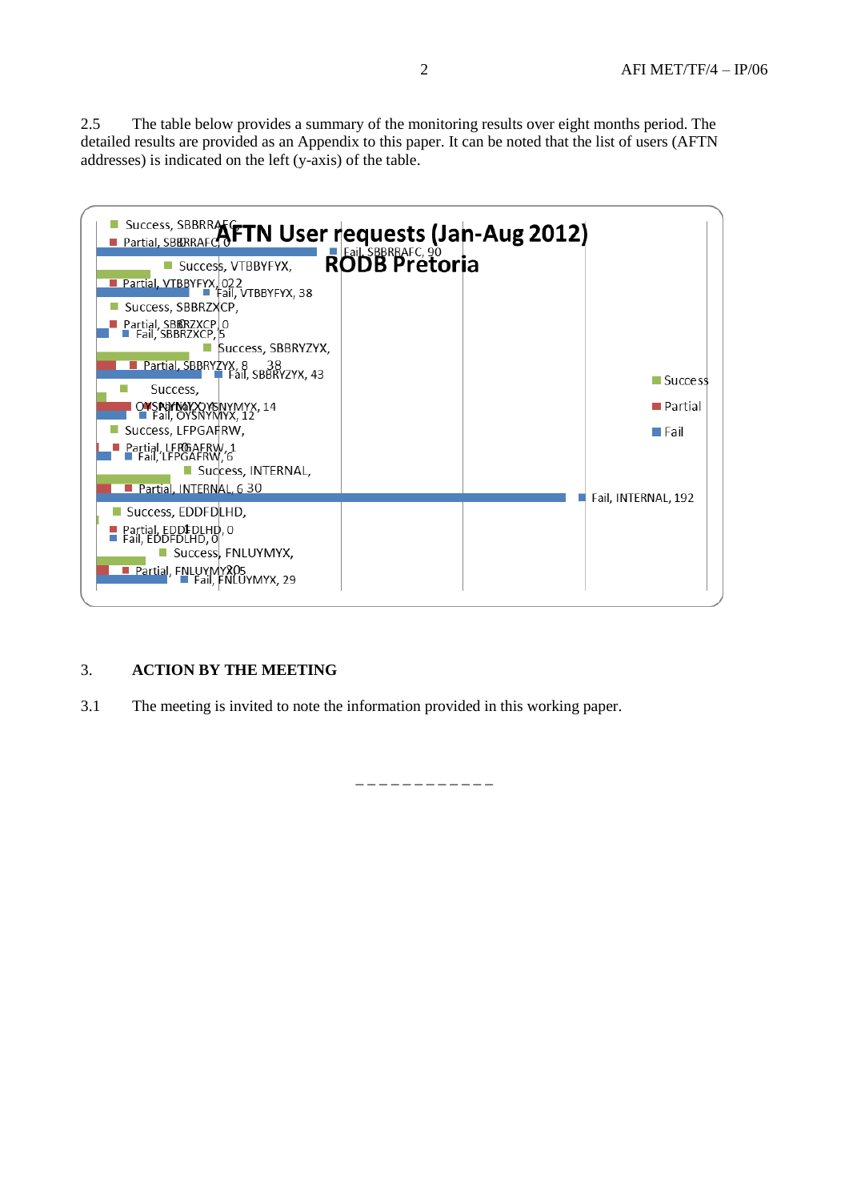2.5 The table below provides a summary of the monitoring results over eight months period. The detailed results are provided as an Appendix to this paper. It can be noted that the list of users (AFTN addresses) is indicated on the left (y-axis) of the table.

AFTN User requests (Jan-Aug 2012)
RODB Pretoria

Success, SBBRRAFC, 0
Partial, SBBRRAFC, 0
Fail, SBBRRAFC, 90
Success, VTBBYFYX, 22
Partial, VTBBYFYX, 0
Fail, VTBBYFYX, 38
Success, SBBRZXCP, 0
Partial, SBBRZXCP, 0
Fail, SBBRZXCP, 5
Success, SBBRYZYX, 38
Partial, SBBRYZYX, 8
Fail, SBBRYZYX, 43
Success, OYSNYMYX, 4
Partial, OYSNYMYX, 14
Fail, OYSNYMYX, 12
Success, LFPGAFRW, 0
Partial, LFPGAFRW, 1
Fail, LFPGAFRW, 6
Success, INTERNAL, 30
Partial, INTERNAL, 6
Fail, INTERNAL, 192
Success, EDDFDLHD, 1
Partial, EDDFDLHD, 0
Fail, EDDFDLHD, 0
Success, FNLUYMYX, 20
Partial, FNLUYMYX, 5
Fail, FNLUYMYX, 29

Success
Partial
Fail

## 3. ACTION BY THE MEETING

3.1 The meeting is invited to note the information provided in this working paper.

———————————